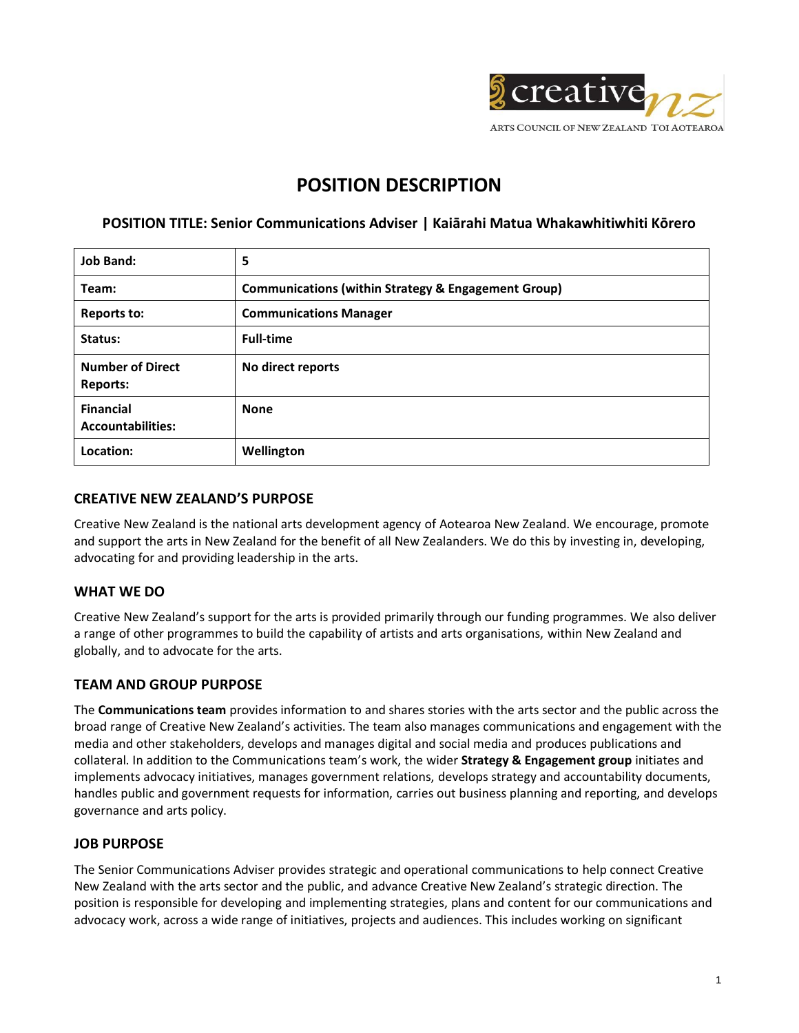creative nz

ARTS COUNCIL OF NEW ZEALAND TOI AOTEAROA

# POSITION DESCRIPTION

### POSITION TITLE: Senior Communications Adviser | Kaiārahi Matua Whakawhitiwhiti Kōrero

| **Job Band:** | **5** |
|---|---|
| **Team:** | **Communications (within Strategy & Engagement Group)** |
| **Reports to:** | **Communications Manager** |
| **Status:** | **Full-time** |
| **Number of Direct Reports:** | **No direct reports** |
| **Financial Accountabilities:** | **None** |
| **Location:** | **Wellington** |

## CREATIVE NEW ZEALAND'S PURPOSE

Creative New Zealand is the national arts development agency of Aotearoa New Zealand. We encourage, promote and support the arts in New Zealand for the benefit of all New Zealanders. We do this by investing in, developing, advocating for and providing leadership in the arts.

## WHAT WE DO

Creative New Zealand's support for the arts is provided primarily through our funding programmes. We also deliver a range of other programmes to build the capability of artists and arts organisations, within New Zealand and globally, and to advocate for the arts.

## TEAM AND GROUP PURPOSE

The **Communications team** provides information to and shares stories with the arts sector and the public across the broad range of Creative New Zealand's activities. The team also manages communications and engagement with the media and other stakeholders, develops and manages digital and social media and produces publications and collateral. In addition to the Communications team's work, the wider **Strategy & Engagement group** initiates and implements advocacy initiatives, manages government relations, develops strategy and accountability documents, handles public and government requests for information, carries out business planning and reporting, and develops governance and arts policy.

## JOB PURPOSE

The Senior Communications Adviser provides strategic and operational communications to help connect Creative New Zealand with the arts sector and the public, and advance Creative New Zealand's strategic direction. The position is responsible for developing and implementing strategies, plans and content for our communications and advocacy work, across a wide range of initiatives, projects and audiences. This includes working on significant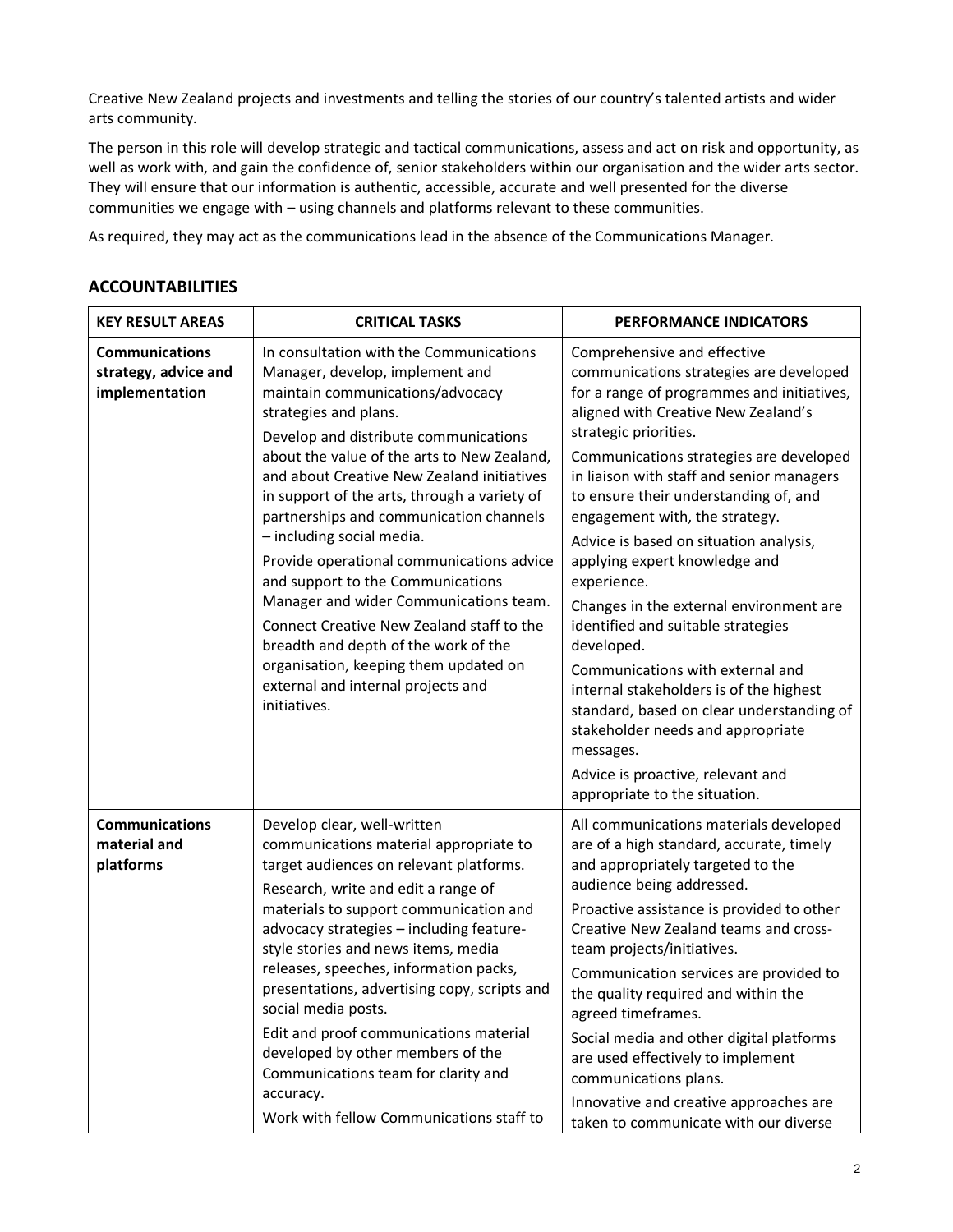Creative New Zealand projects and investments and telling the stories of our country's talented artists and wider arts community.

The person in this role will develop strategic and tactical communications, assess and act on risk and opportunity, as well as work with, and gain the confidence of, senior stakeholders within our organisation and the wider arts sector. They will ensure that our information is authentic, accessible, accurate and well presented for the diverse communities we engage with – using channels and platforms relevant to these communities.

As required, they may act as the communications lead in the absence of the Communications Manager.

## ACCOUNTABILITIES

| KEY RESULT AREAS | CRITICAL TASKS | PERFORMANCE INDICATORS |
|---|---|---|
| **Communications strategy, advice and implementation** | In consultation with the Communications Manager, develop, implement and maintain communications/advocacy strategies and plans.<br><br>Develop and distribute communications about the value of the arts to New Zealand, and about Creative New Zealand initiatives in support of the arts, through a variety of partnerships and communication channels – including social media.<br><br>Provide operational communications advice and support to the Communications Manager and wider Communications team.<br><br>Connect Creative New Zealand staff to the breadth and depth of the work of the organisation, keeping them updated on external and internal projects and initiatives. | Comprehensive and effective communications strategies are developed for a range of programmes and initiatives, aligned with Creative New Zealand's strategic priorities.<br><br>Communications strategies are developed in liaison with staff and senior managers to ensure their understanding of, and engagement with, the strategy.<br><br>Advice is based on situation analysis, applying expert knowledge and experience.<br><br>Changes in the external environment are identified and suitable strategies developed.<br><br>Communications with external and internal stakeholders is of the highest standard, based on clear understanding of stakeholder needs and appropriate messages.<br><br>Advice is proactive, relevant and appropriate to the situation. |
| **Communications material and platforms** | Develop clear, well-written communications material appropriate to target audiences on relevant platforms.<br><br>Research, write and edit a range of materials to support communication and advocacy strategies – including feature-style stories and news items, media releases, speeches, information packs, presentations, advertising copy, scripts and social media posts.<br><br>Edit and proof communications material developed by other members of the Communications team for clarity and accuracy.<br><br>Work with fellow Communications staff to | All communications materials developed are of a high standard, accurate, timely and appropriately targeted to the audience being addressed.<br><br>Proactive assistance is provided to other Creative New Zealand teams and cross-team projects/initiatives.<br><br>Communication services are provided to the quality required and within the agreed timeframes.<br><br>Social media and other digital platforms are used effectively to implement communications plans.<br><br>Innovative and creative approaches are taken to communicate with our diverse |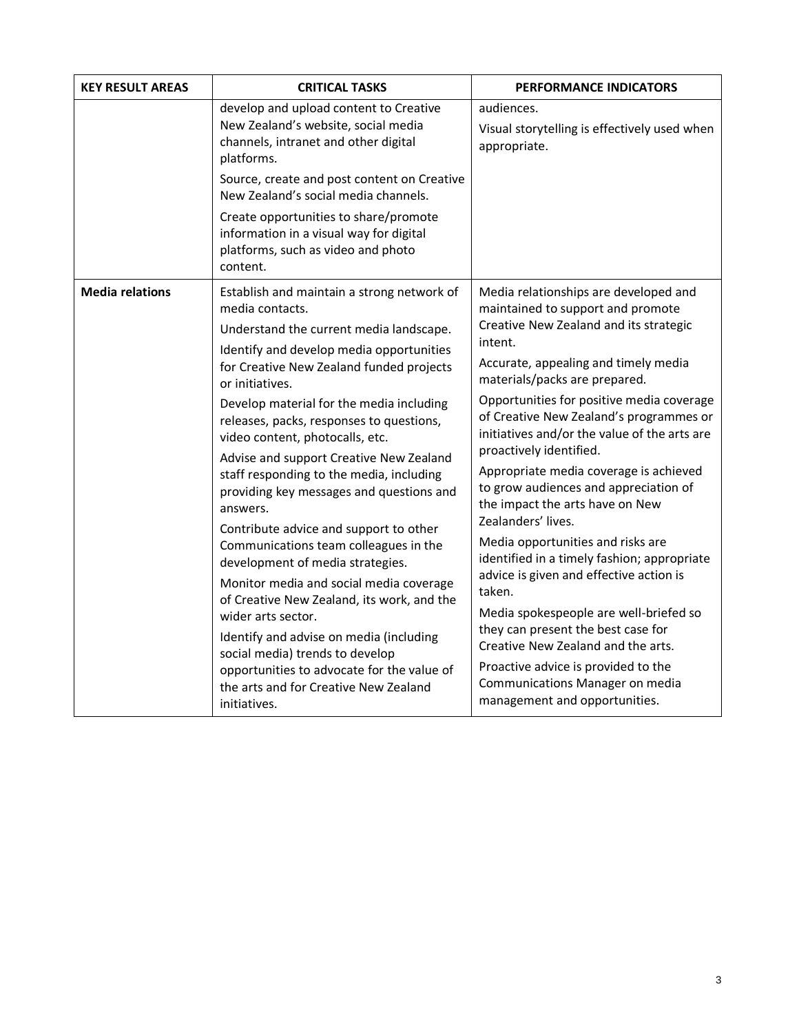| KEY RESULT AREAS | CRITICAL TASKS | PERFORMANCE INDICATORS |
| --- | --- | --- |
| | develop and upload content to Creative New Zealand's website, social media channels, intranet and other digital platforms.<br>Source, create and post content on Creative New Zealand's social media channels.<br>Create opportunities to share/promote information in a visual way for digital platforms, such as video and photo content. | audiences.<br>Visual storytelling is effectively used when appropriate. |
| **Media relations** | Establish and maintain a strong network of media contacts.<br>Understand the current media landscape.<br>Identify and develop media opportunities for Creative New Zealand funded projects or initiatives.<br>Develop material for the media including releases, packs, responses to questions, video content, photocalls, etc.<br>Advise and support Creative New Zealand staff responding to the media, including providing key messages and questions and answers.<br>Contribute advice and support to other Communications team colleagues in the development of media strategies.<br>Monitor media and social media coverage of Creative New Zealand, its work, and the wider arts sector.<br>Identify and advise on media (including social media) trends to develop opportunities to advocate for the value of the arts and for Creative New Zealand initiatives. | Media relationships are developed and maintained to support and promote Creative New Zealand and its strategic intent.<br>Accurate, appealing and timely media materials/packs are prepared.<br>Opportunities for positive media coverage of Creative New Zealand's programmes or initiatives and/or the value of the arts are proactively identified.<br>Appropriate media coverage is achieved to grow audiences and appreciation of the impact the arts have on New Zealanders' lives.<br>Media opportunities and risks are identified in a timely fashion; appropriate advice is given and effective action is taken.<br>Media spokespeople are well-briefed so they can present the best case for Creative New Zealand and the arts.<br>Proactive advice is provided to the Communications Manager on media management and opportunities. |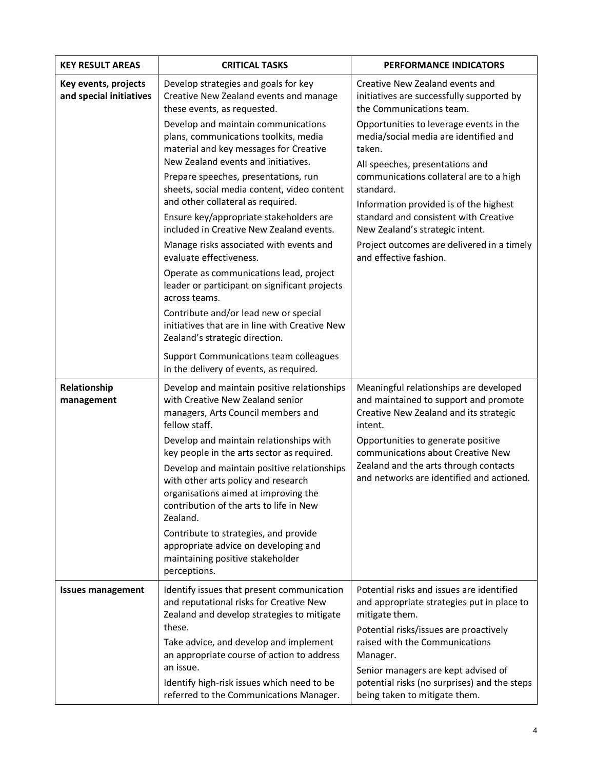| KEY RESULT AREAS | CRITICAL TASKS | PERFORMANCE INDICATORS |
|---|---|---|
| **Key events, projects and special initiatives** | Develop strategies and goals for key Creative New Zealand events and manage these events, as requested.<br>Develop and maintain communications plans, communications toolkits, media material and key messages for Creative New Zealand events and initiatives.<br>Prepare speeches, presentations, run sheets, social media content, video content and other collateral as required.<br>Ensure key/appropriate stakeholders are included in Creative New Zealand events.<br>Manage risks associated with events and evaluate effectiveness.<br>Operate as communications lead, project leader or participant on significant projects across teams.<br>Contribute and/or lead new or special initiatives that are in line with Creative New Zealand's strategic direction.<br>Support Communications team colleagues in the delivery of events, as required. | Creative New Zealand events and initiatives are successfully supported by the Communications team.<br>Opportunities to leverage events in the media/social media are identified and taken.<br>All speeches, presentations and communications collateral are to a high standard.<br>Information provided is of the highest standard and consistent with Creative New Zealand's strategic intent.<br>Project outcomes are delivered in a timely and effective fashion. |
| **Relationship management** | Develop and maintain positive relationships with Creative New Zealand senior managers, Arts Council members and fellow staff.<br>Develop and maintain relationships with key people in the arts sector as required.<br>Develop and maintain positive relationships with other arts policy and research organisations aimed at improving the contribution of the arts to life in New Zealand.<br>Contribute to strategies, and provide appropriate advice on developing and maintaining positive stakeholder perceptions. | Meaningful relationships are developed and maintained to support and promote Creative New Zealand and its strategic intent.<br>Opportunities to generate positive communications about Creative New Zealand and the arts through contacts and networks are identified and actioned. |
| **Issues management** | Identify issues that present communication and reputational risks for Creative New Zealand and develop strategies to mitigate these.<br>Take advice, and develop and implement an appropriate course of action to address an issue.<br>Identify high-risk issues which need to be referred to the Communications Manager. | Potential risks and issues are identified and appropriate strategies put in place to mitigate them.<br>Potential risks/issues are proactively raised with the Communications Manager.<br>Senior managers are kept advised of potential risks (no surprises) and the steps being taken to mitigate them. |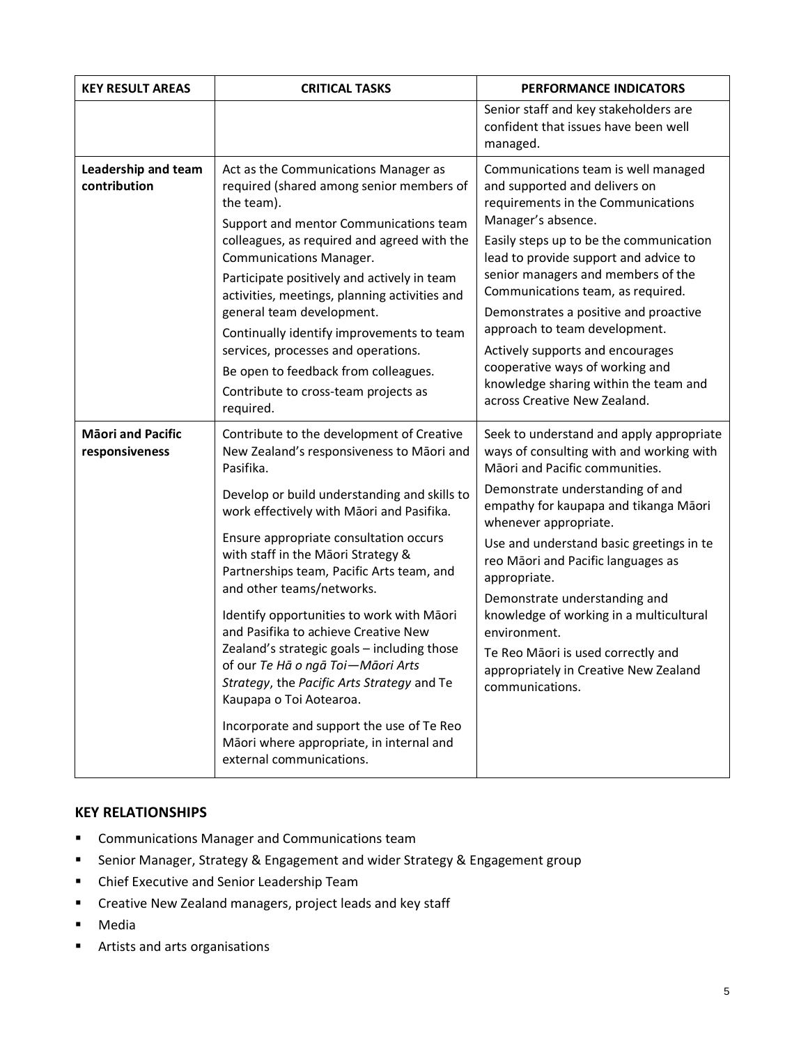| KEY RESULT AREAS | CRITICAL TASKS | PERFORMANCE INDICATORS |
| --- | --- | --- |
| | | Senior staff and key stakeholders are confident that issues have been well managed. |
| **Leadership and team contribution** | Act as the Communications Manager as required (shared among senior members of the team).<br>Support and mentor Communications team colleagues, as required and agreed with the Communications Manager.<br>Participate positively and actively in team activities, meetings, planning activities and general team development.<br>Continually identify improvements to team services, processes and operations.<br>Be open to feedback from colleagues.<br>Contribute to cross-team projects as required. | Communications team is well managed and supported and delivers on requirements in the Communications Manager's absence.<br>Easily steps up to be the communication lead to provide support and advice to senior managers and members of the Communications team, as required.<br>Demonstrates a positive and proactive approach to team development.<br>Actively supports and encourages cooperative ways of working and knowledge sharing within the team and across Creative New Zealand. |
| **Māori and Pacific responsiveness** | Contribute to the development of Creative New Zealand's responsiveness to Māori and Pasifika.<br>Develop or build understanding and skills to work effectively with Māori and Pasifika.<br>Ensure appropriate consultation occurs with staff in the Māori Strategy & Partnerships team, Pacific Arts team, and and other teams/networks.<br>Identify opportunities to work with Māori and Pasifika to achieve Creative New Zealand's strategic goals – including those of our *Te Hā o ngā Toi—Māori Arts Strategy*, the *Pacific Arts Strategy* and Te Kaupapa o Toi Aotearoa.<br>Incorporate and support the use of Te Reo Māori where appropriate, in internal and external communications. | Seek to understand and apply appropriate ways of consulting with and working with Māori and Pacific communities.<br>Demonstrate understanding of and empathy for kaupapa and tikanga Māori whenever appropriate.<br>Use and understand basic greetings in te reo Māori and Pacific languages as appropriate.<br>Demonstrate understanding and knowledge of working in a multicultural environment.<br>Te Reo Māori is used correctly and appropriately in Creative New Zealand communications. |

## KEY RELATIONSHIPS

- Communications Manager and Communications team
- Senior Manager, Strategy & Engagement and wider Strategy & Engagement group
- Chief Executive and Senior Leadership Team
- Creative New Zealand managers, project leads and key staff
- Media
- Artists and arts organisations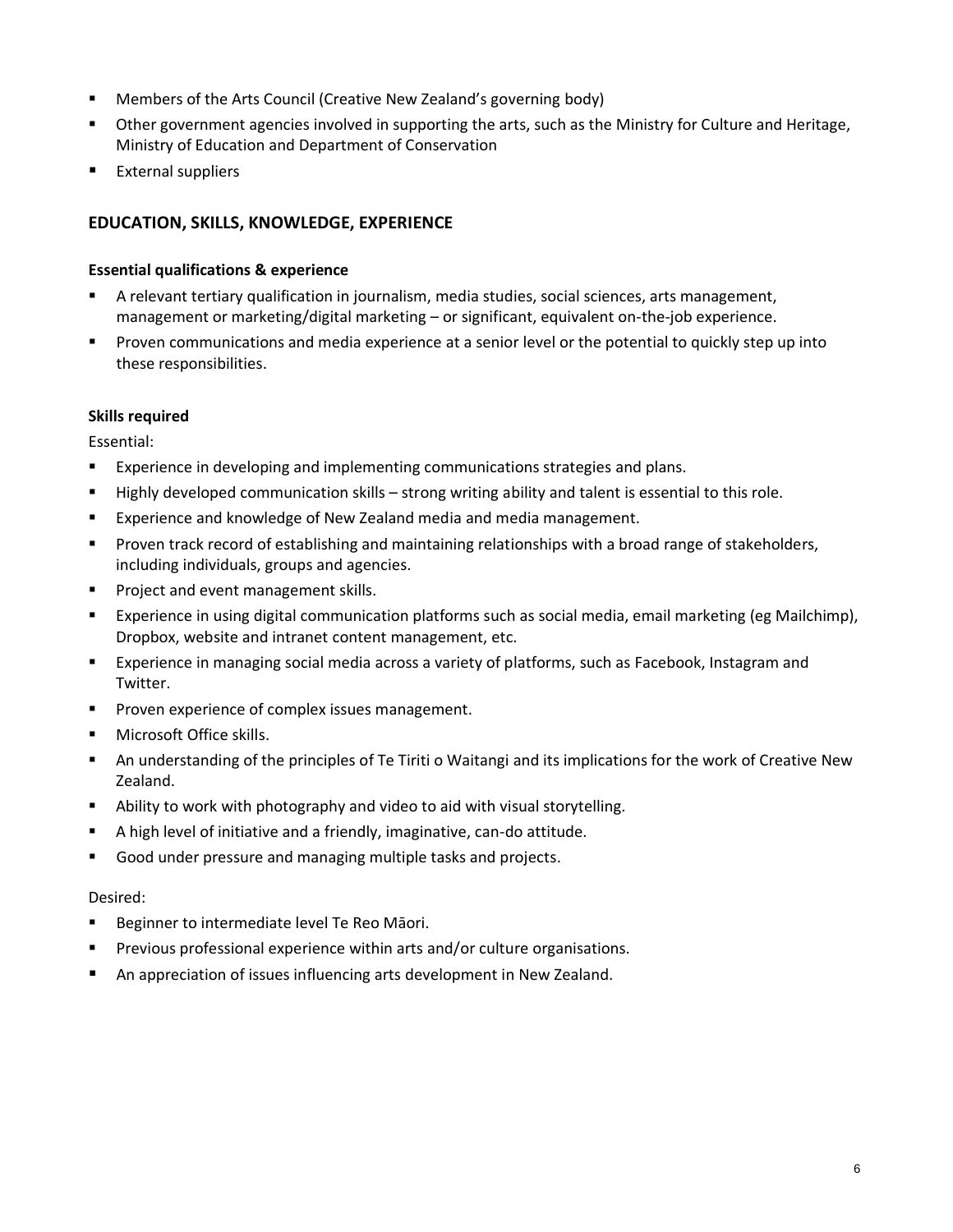- Members of the Arts Council (Creative New Zealand's governing body)
- Other government agencies involved in supporting the arts, such as the Ministry for Culture and Heritage, Ministry of Education and Department of Conservation
- External suppliers

## EDUCATION, SKILLS, KNOWLEDGE, EXPERIENCE

**Essential qualifications & experience**

- A relevant tertiary qualification in journalism, media studies, social sciences, arts management, management or marketing/digital marketing – or significant, equivalent on-the-job experience.
- Proven communications and media experience at a senior level or the potential to quickly step up into these responsibilities.

**Skills required**

Essential:

- Experience in developing and implementing communications strategies and plans.
- Highly developed communication skills – strong writing ability and talent is essential to this role.
- Experience and knowledge of New Zealand media and media management.
- Proven track record of establishing and maintaining relationships with a broad range of stakeholders, including individuals, groups and agencies.
- Project and event management skills.
- Experience in using digital communication platforms such as social media, email marketing (eg Mailchimp), Dropbox, website and intranet content management, etc.
- Experience in managing social media across a variety of platforms, such as Facebook, Instagram and Twitter.
- Proven experience of complex issues management.
- Microsoft Office skills.
- An understanding of the principles of Te Tiriti o Waitangi and its implications for the work of Creative New Zealand.
- Ability to work with photography and video to aid with visual storytelling.
- A high level of initiative and a friendly, imaginative, can-do attitude.
- Good under pressure and managing multiple tasks and projects.

Desired:

- Beginner to intermediate level Te Reo Māori.
- Previous professional experience within arts and/or culture organisations.
- An appreciation of issues influencing arts development in New Zealand.